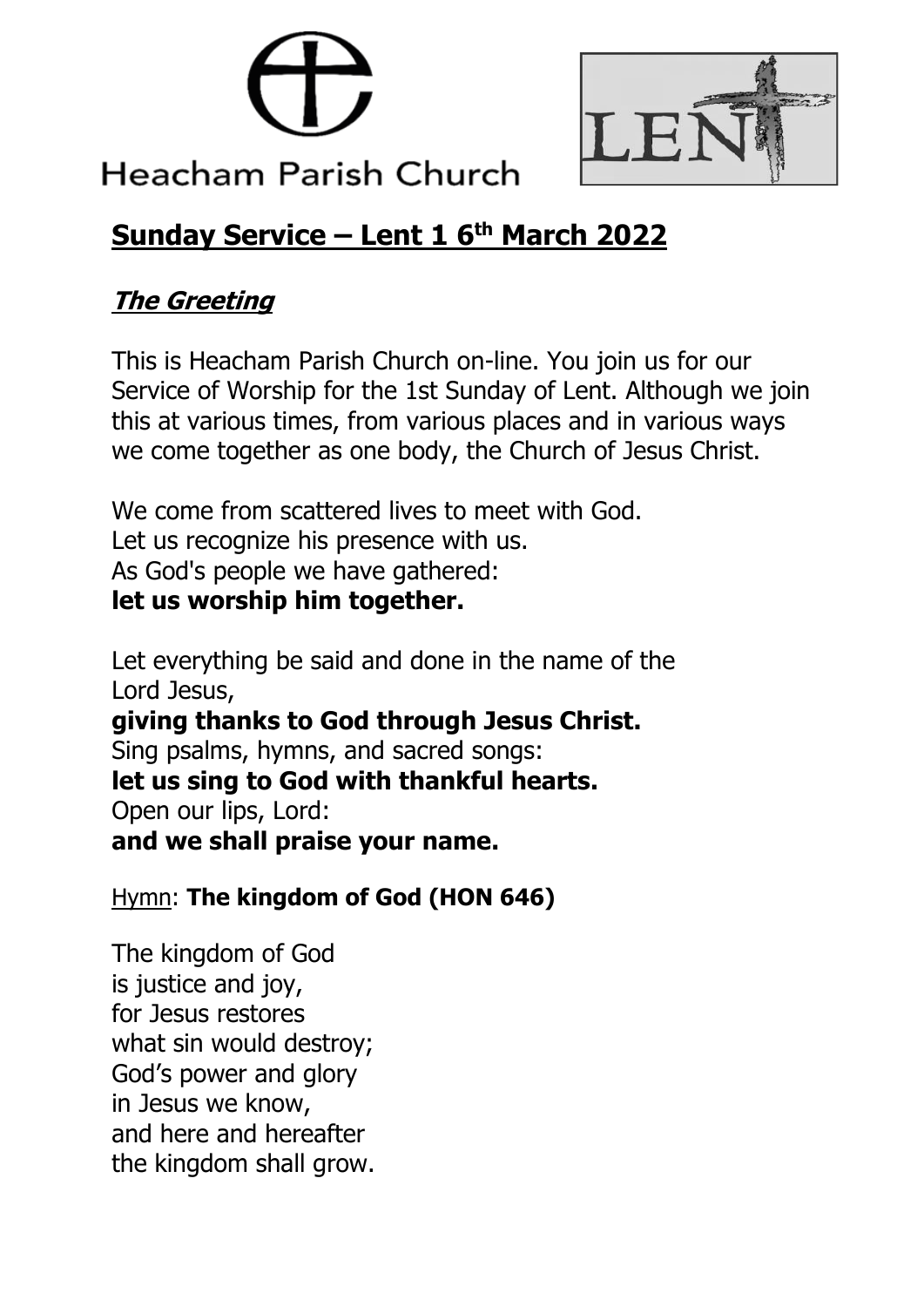Heacham Parish Church

LENT

# Sunday Service – Lent 1 6th March 2022

## *The Greeting*

This is Heacham Parish Church on-line. You join us for our Service of Worship for the 1st Sunday of Lent. Although we join this at various times, from various places and in various ways we come together as one body, the Church of Jesus Christ.

We come from scattered lives to meet with God.
Let us recognize his presence with us.
As God's people we have gathered:
**let us worship him together.**

Let everything be said and done in the name of the Lord Jesus,
**giving thanks to God through Jesus Christ.**
Sing psalms, hymns, and sacred songs:
**let us sing to God with thankful hearts.**
Open our lips, Lord:
**and we shall praise your name.**

Hymn: **The kingdom of God (HON 646)**

The kingdom of God
is justice and joy,
for Jesus restores
what sin would destroy;
God's power and glory
in Jesus we know,
and here and hereafter
the kingdom shall grow.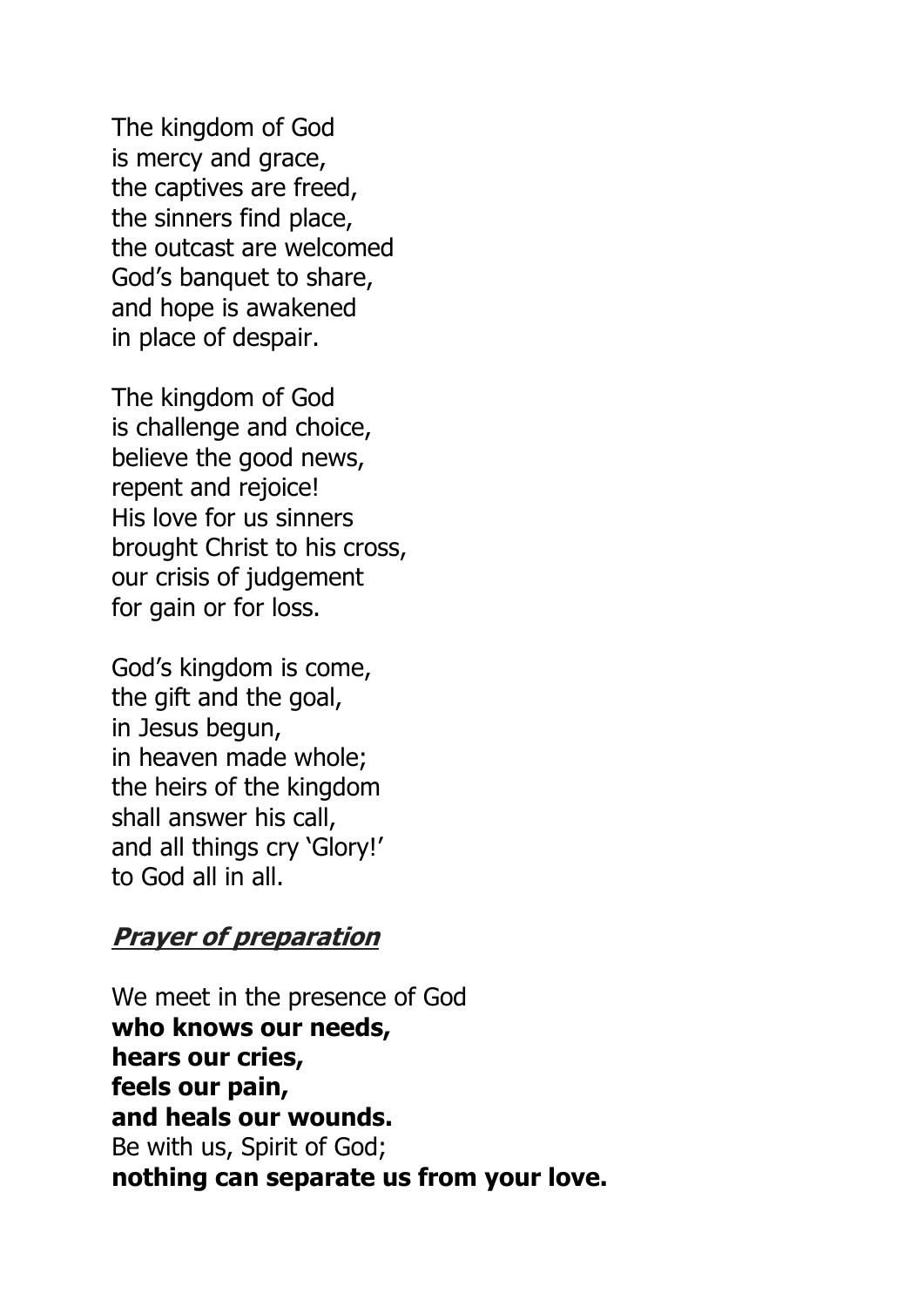The kingdom of God  
is mercy and grace,  
the captives are freed,  
the sinners find place,  
the outcast are welcomed  
God's banquet to share,  
and hope is awakened  
in place of despair.

The kingdom of God  
is challenge and choice,  
believe the good news,  
repent and rejoice!  
His love for us sinners  
brought Christ to his cross,  
our crisis of judgement  
for gain or for loss.

God's kingdom is come,  
the gift and the goal,  
in Jesus begun,  
in heaven made whole;  
the heirs of the kingdom  
shall answer his call,  
and all things cry 'Glory!'  
to God all in all.

## ***Prayer of preparation***

We meet in the presence of God  
**who knows our needs,**  
**hears our cries,**  
**feels our pain,**  
**and heals our wounds.**  
Be with us, Spirit of God;  
**nothing can separate us from your love.**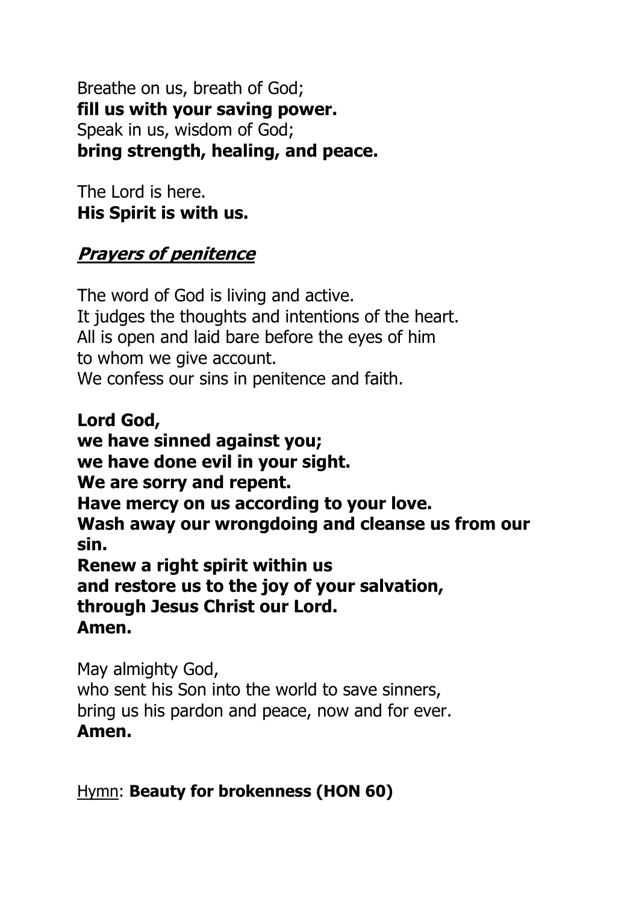Breathe on us, breath of God;
**fill us with your saving power.**
Speak in us, wisdom of God;
**bring strength, healing, and peace.**

The Lord is here.
**His Spirit is with us.**

## ***Prayers of penitence***

The word of God is living and active.
It judges the thoughts and intentions of the heart.
All is open and laid bare before the eyes of him
to whom we give account.
We confess our sins in penitence and faith.

**Lord God,**
**we have sinned against you;**
**we have done evil in your sight.**
**We are sorry and repent.**
**Have mercy on us according to your love.**
**Wash away our wrongdoing and cleanse us from our sin.**
**Renew a right spirit within us**
**and restore us to the joy of your salvation,**
**through Jesus Christ our Lord.**
**Amen.**

May almighty God,
who sent his Son into the world to save sinners,
bring us his pardon and peace, now and for ever.
**Amen.**

Hymn: **Beauty for brokenness (HON 60)**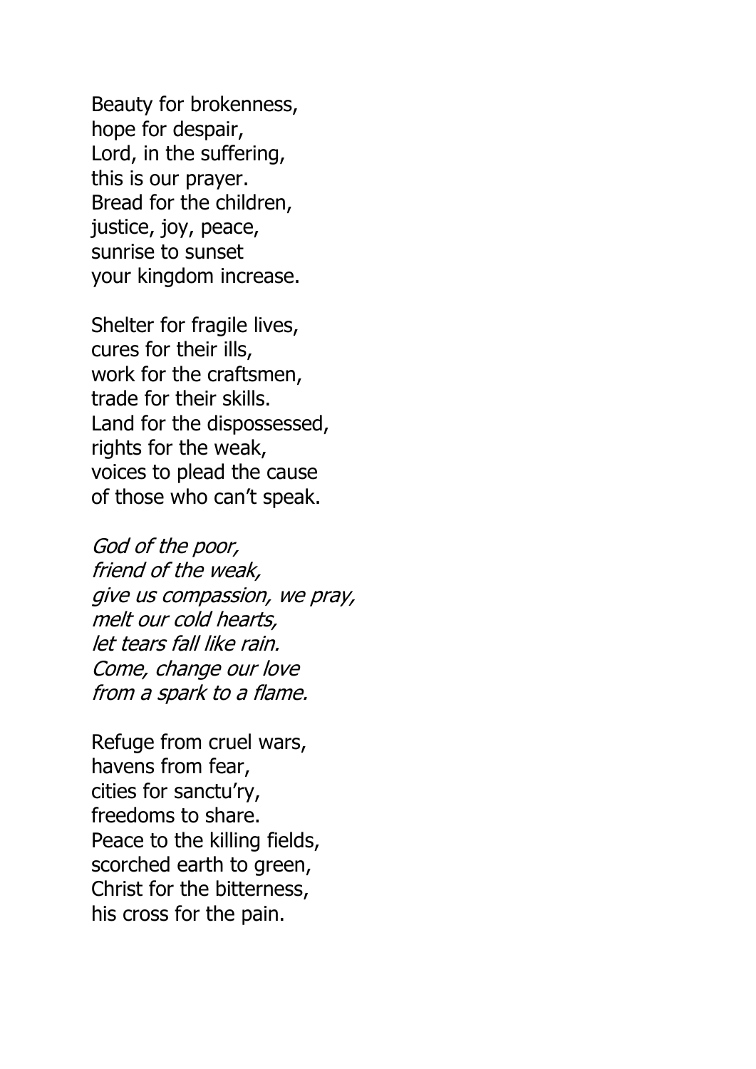Beauty for brokenness,  
hope for despair,  
Lord, in the suffering,  
this is our prayer.  
Bread for the children,  
justice, joy, peace,  
sunrise to sunset  
your kingdom increase.

Shelter for fragile lives,  
cures for their ills,  
work for the craftsmen,  
trade for their skills.  
Land for the dispossessed,  
rights for the weak,  
voices to plead the cause  
of those who can't speak.

*God of the poor,*  
*friend of the weak,*  
*give us compassion, we pray,*  
*melt our cold hearts,*  
*let tears fall like rain.*  
*Come, change our love*  
*from a spark to a flame.*

Refuge from cruel wars,  
havens from fear,  
cities for sanctu'ry,  
freedoms to share.  
Peace to the killing fields,  
scorched earth to green,  
Christ for the bitterness,  
his cross for the pain.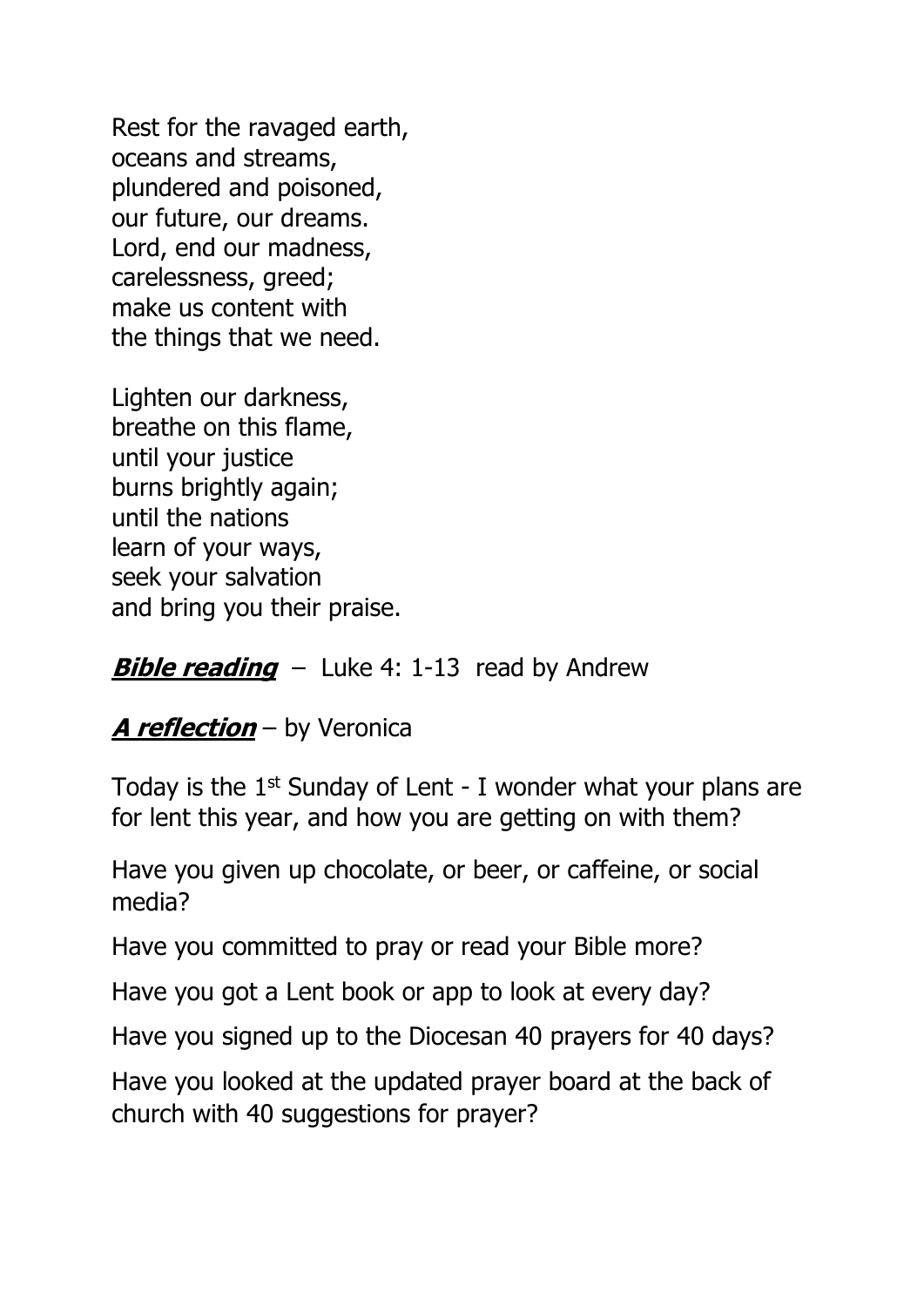Rest for the ravaged earth,  
oceans and streams,  
plundered and poisoned,  
our future, our dreams.  
Lord, end our madness,  
carelessness, greed;  
make us content with  
the things that we need.

Lighten our darkness,  
breathe on this flame,  
until your justice  
burns brightly again;  
until the nations  
learn of your ways,  
seek your salvation  
and bring you their praise.

***Bible reading*** – Luke 4: 1-13 read by Andrew

***A reflection*** – by Veronica

Today is the 1st Sunday of Lent - I wonder what your plans are for lent this year, and how you are getting on with them?

Have you given up chocolate, or beer, or caffeine, or social media?

Have you committed to pray or read your Bible more?

Have you got a Lent book or app to look at every day?

Have you signed up to the Diocesan 40 prayers for 40 days?

Have you looked at the updated prayer board at the back of church with 40 suggestions for prayer?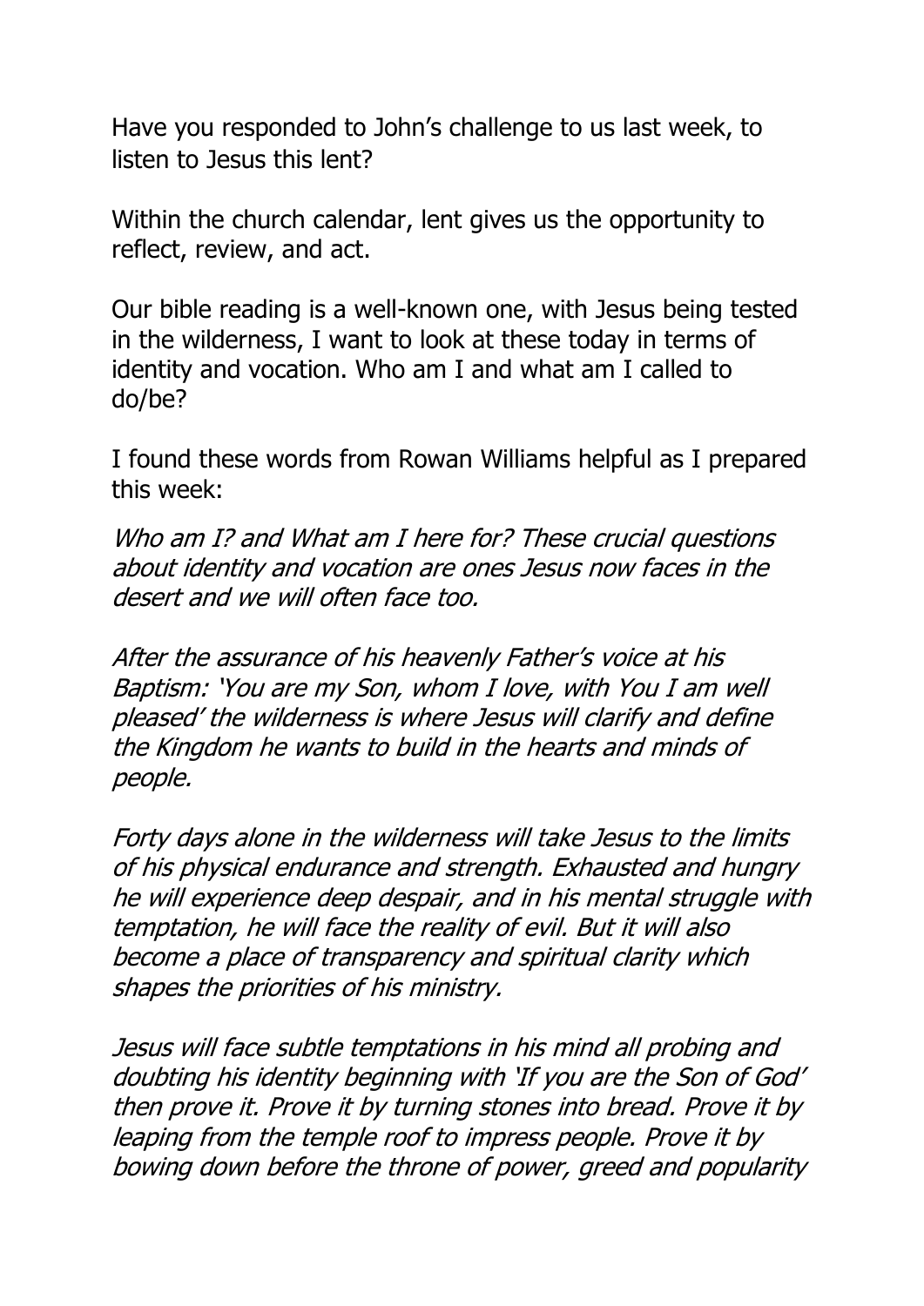Have you responded to John's challenge to us last week, to listen to Jesus this lent?

Within the church calendar, lent gives us the opportunity to reflect, review, and act.

Our bible reading is a well-known one, with Jesus being tested in the wilderness, I want to look at these today in terms of identity and vocation. Who am I and what am I called to do/be?

I found these words from Rowan Williams helpful as I prepared this week:

*Who am I? and What am I here for? These crucial questions about identity and vocation are ones Jesus now faces in the desert and we will often face too.*

*After the assurance of his heavenly Father's voice at his Baptism: 'You are my Son, whom I love, with You I am well pleased' the wilderness is where Jesus will clarify and define the Kingdom he wants to build in the hearts and minds of people.*

*Forty days alone in the wilderness will take Jesus to the limits of his physical endurance and strength. Exhausted and hungry he will experience deep despair, and in his mental struggle with temptation, he will face the reality of evil. But it will also become a place of transparency and spiritual clarity which shapes the priorities of his ministry.*

*Jesus will face subtle temptations in his mind all probing and doubting his identity beginning with 'If you are the Son of God' then prove it. Prove it by turning stones into bread. Prove it by leaping from the temple roof to impress people. Prove it by bowing down before the throne of power, greed and popularity*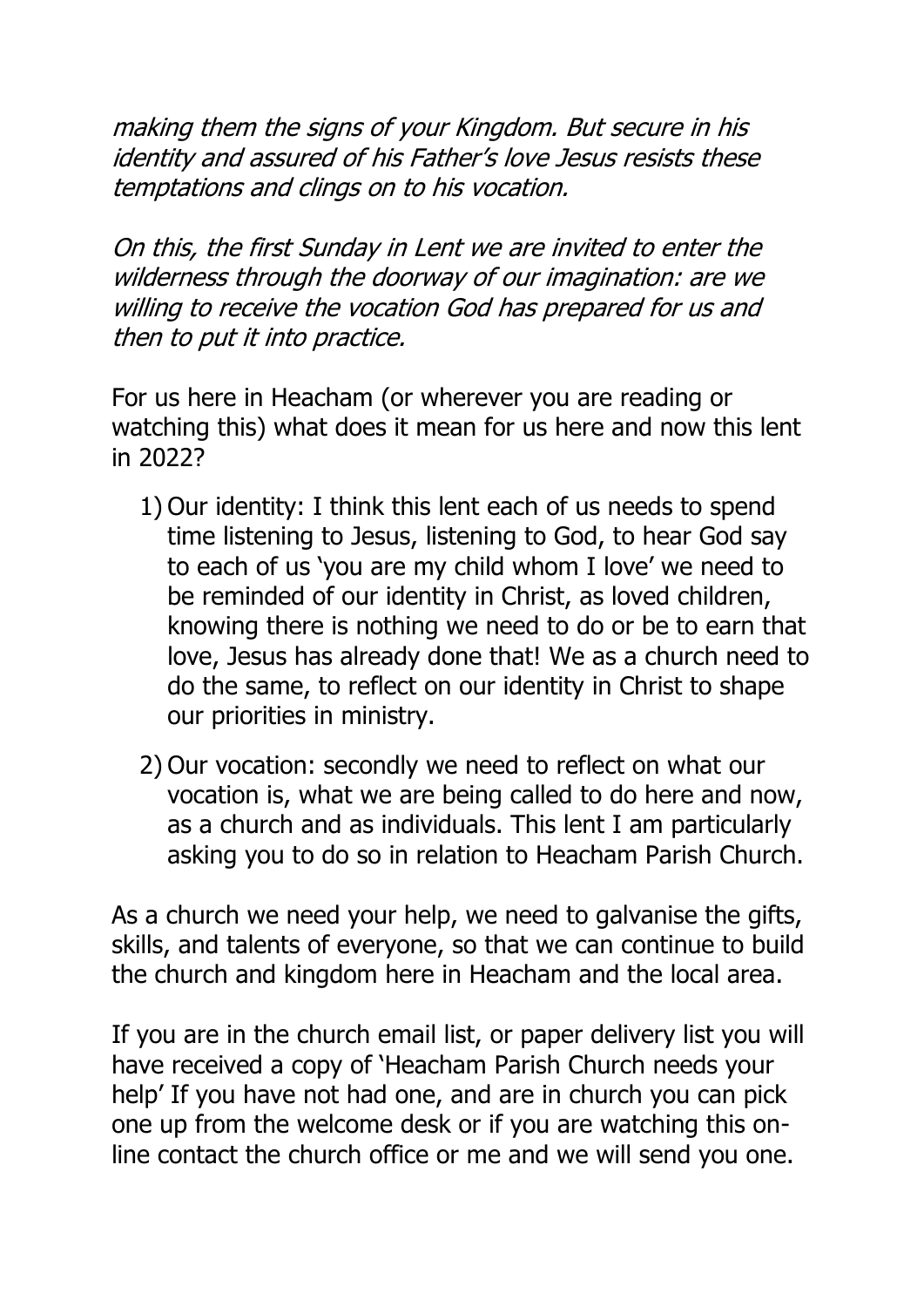*making them the signs of your Kingdom. But secure in his identity and assured of his Father's love Jesus resists these temptations and clings on to his vocation.*

*On this, the first Sunday in Lent we are invited to enter the wilderness through the doorway of our imagination: are we willing to receive the vocation God has prepared for us and then to put it into practice.*

For us here in Heacham (or wherever you are reading or watching this) what does it mean for us here and now this lent in 2022?

1) Our identity: I think this lent each of us needs to spend time listening to Jesus, listening to God, to hear God say to each of us 'you are my child whom I love' we need to be reminded of our identity in Christ, as loved children, knowing there is nothing we need to do or be to earn that love, Jesus has already done that! We as a church need to do the same, to reflect on our identity in Christ to shape our priorities in ministry.

2) Our vocation: secondly we need to reflect on what our vocation is, what we are being called to do here and now, as a church and as individuals. This lent I am particularly asking you to do so in relation to Heacham Parish Church.

As a church we need your help, we need to galvanise the gifts, skills, and talents of everyone, so that we can continue to build the church and kingdom here in Heacham and the local area.

If you are in the church email list, or paper delivery list you will have received a copy of 'Heacham Parish Church needs your help' If you have not had one, and are in church you can pick one up from the welcome desk or if you are watching this on-line contact the church office or me and we will send you one.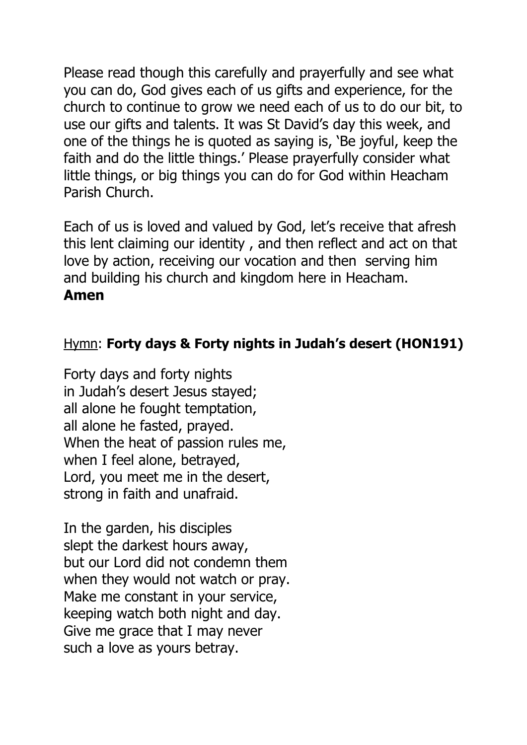Please read though this carefully and prayerfully and see what you can do, God gives each of us gifts and experience, for the church to continue to grow we need each of us to do our bit, to use our gifts and talents. It was St David's day this week, and one of the things he is quoted as saying is, 'Be joyful, keep the faith and do the little things.' Please prayerfully consider what little things, or big things you can do for God within Heacham Parish Church.

Each of us is loved and valued by God, let's receive that afresh this lent claiming our identity , and then reflect and act on that love by action, receiving our vocation and then serving him and building his church and kingdom here in Heacham.
**Amen**

<u>Hymn</u>: **Forty days & Forty nights in Judah's desert (HON191)**

Forty days and forty nights
in Judah's desert Jesus stayed;
all alone he fought temptation,
all alone he fasted, prayed.
When the heat of passion rules me,
when I feel alone, betrayed,
Lord, you meet me in the desert,
strong in faith and unafraid.

In the garden, his disciples
slept the darkest hours away,
but our Lord did not condemn them
when they would not watch or pray.
Make me constant in your service,
keeping watch both night and day.
Give me grace that I may never
such a love as yours betray.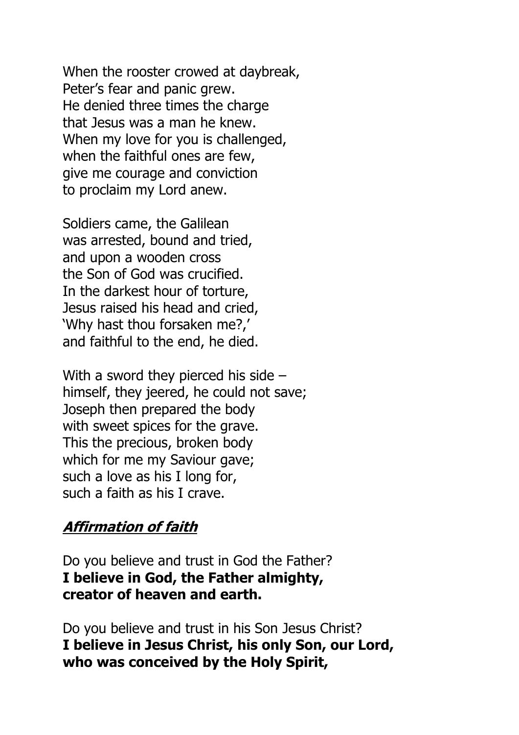When the rooster crowed at daybreak,  
Peter's fear and panic grew.  
He denied three times the charge  
that Jesus was a man he knew.  
When my love for you is challenged,  
when the faithful ones are few,  
give me courage and conviction  
to proclaim my Lord anew.

Soldiers came, the Galilean  
was arrested, bound and tried,  
and upon a wooden cross  
the Son of God was crucified.  
In the darkest hour of torture,  
Jesus raised his head and cried,  
'Why hast thou forsaken me?,'  
and faithful to the end, he died.

With a sword they pierced his side –  
himself, they jeered, he could not save;  
Joseph then prepared the body  
with sweet spices for the grave.  
This the precious, broken body  
which for me my Saviour gave;  
such a love as his I long for,  
such a faith as his I crave.

## ***Affirmation of faith***

Do you believe and trust in God the Father?  
**I believe in God, the Father almighty,**  
**creator of heaven and earth.**

Do you believe and trust in his Son Jesus Christ?  
**I believe in Jesus Christ, his only Son, our Lord,**  
**who was conceived by the Holy Spirit,**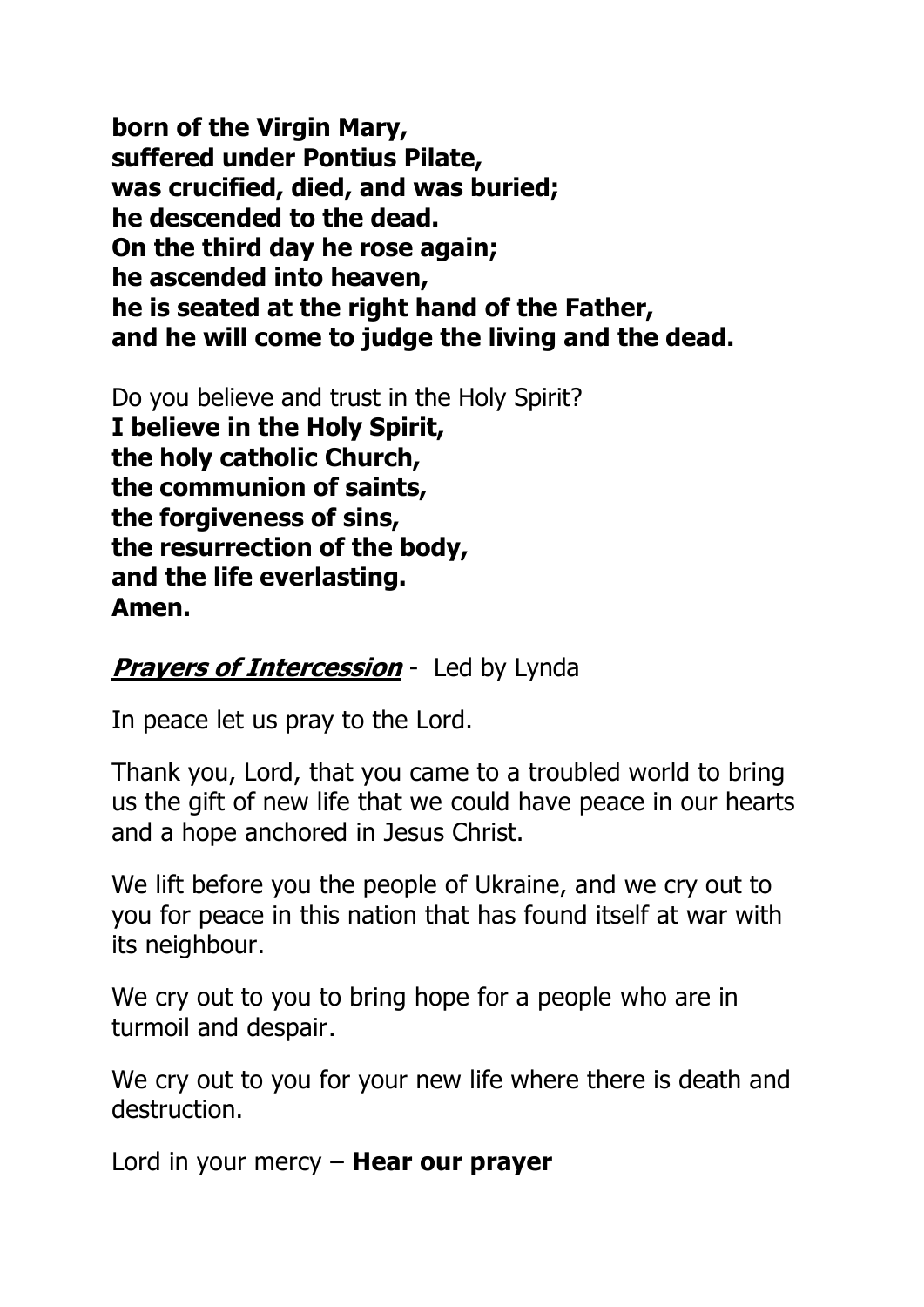**born of the Virgin Mary,**
**suffered under Pontius Pilate,**
**was crucified, died, and was buried;**
**he descended to the dead.**
**On the third day he rose again;**
**he ascended into heaven,**
**he is seated at the right hand of the Father,**
**and he will come to judge the living and the dead.**

Do you believe and trust in the Holy Spirit?
**I believe in the Holy Spirit,**
**the holy catholic Church,**
**the communion of saints,**
**the forgiveness of sins,**
**the resurrection of the body,**
**and the life everlasting.**
**Amen.**

***Prayers of Intercession*** - Led by Lynda

In peace let us pray to the Lord.

Thank you, Lord, that you came to a troubled world to bring us the gift of new life that we could have peace in our hearts and a hope anchored in Jesus Christ.

We lift before you the people of Ukraine, and we cry out to you for peace in this nation that has found itself at war with its neighbour.

We cry out to you to bring hope for a people who are in turmoil and despair.

We cry out to you for your new life where there is death and destruction.

Lord in your mercy – **Hear our prayer**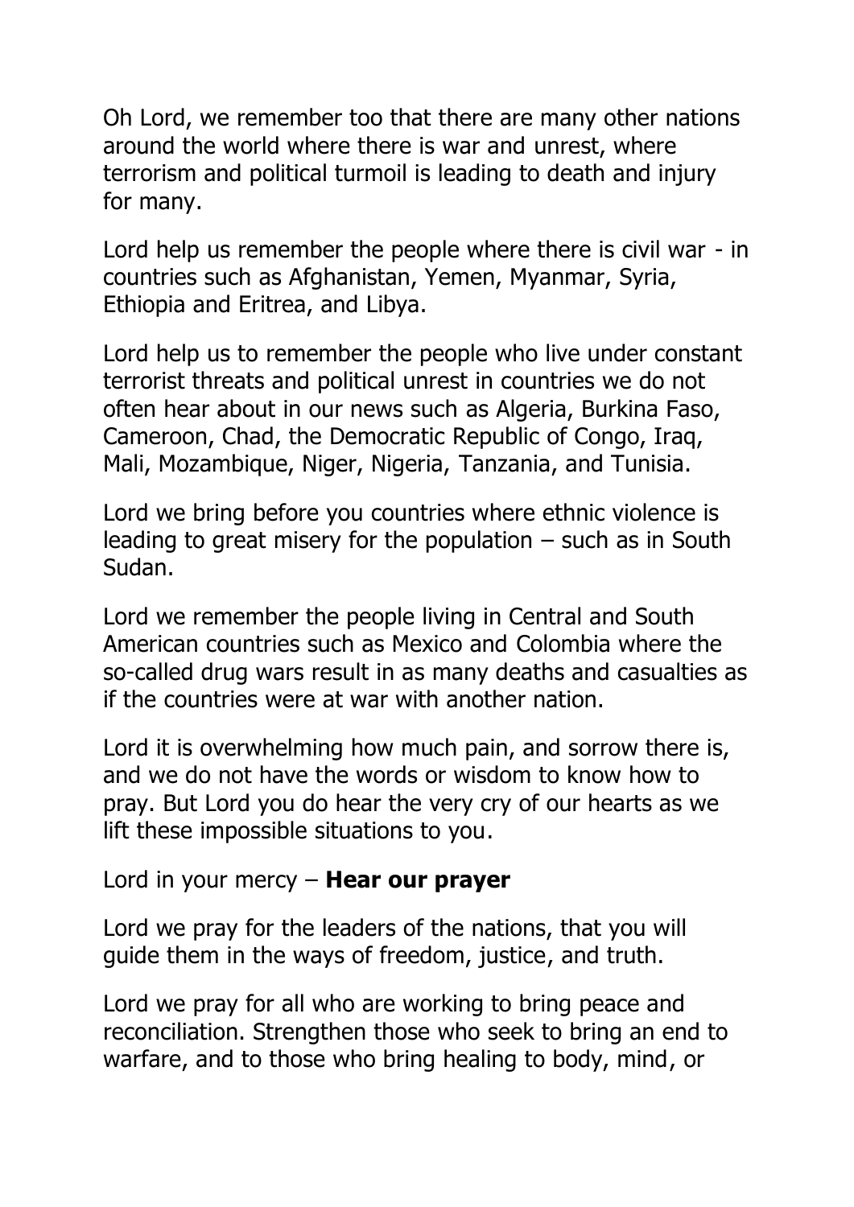Oh Lord, we remember too that there are many other nations around the world where there is war and unrest, where terrorism and political turmoil is leading to death and injury for many.

Lord help us remember the people where there is civil war - in countries such as Afghanistan, Yemen, Myanmar, Syria, Ethiopia and Eritrea, and Libya.

Lord help us to remember the people who live under constant terrorist threats and political unrest in countries we do not often hear about in our news such as Algeria, Burkina Faso, Cameroon, Chad, the Democratic Republic of Congo, Iraq, Mali, Mozambique, Niger, Nigeria, Tanzania, and Tunisia.

Lord we bring before you countries where ethnic violence is leading to great misery for the population – such as in South Sudan.

Lord we remember the people living in Central and South American countries such as Mexico and Colombia where the so-called drug wars result in as many deaths and casualties as if the countries were at war with another nation.

Lord it is overwhelming how much pain, and sorrow there is, and we do not have the words or wisdom to know how to pray. But Lord you do hear the very cry of our hearts as we lift these impossible situations to you.

Lord in your mercy – **Hear our prayer**

Lord we pray for the leaders of the nations, that you will guide them in the ways of freedom, justice, and truth.

Lord we pray for all who are working to bring peace and reconciliation. Strengthen those who seek to bring an end to warfare, and to those who bring healing to body, mind, or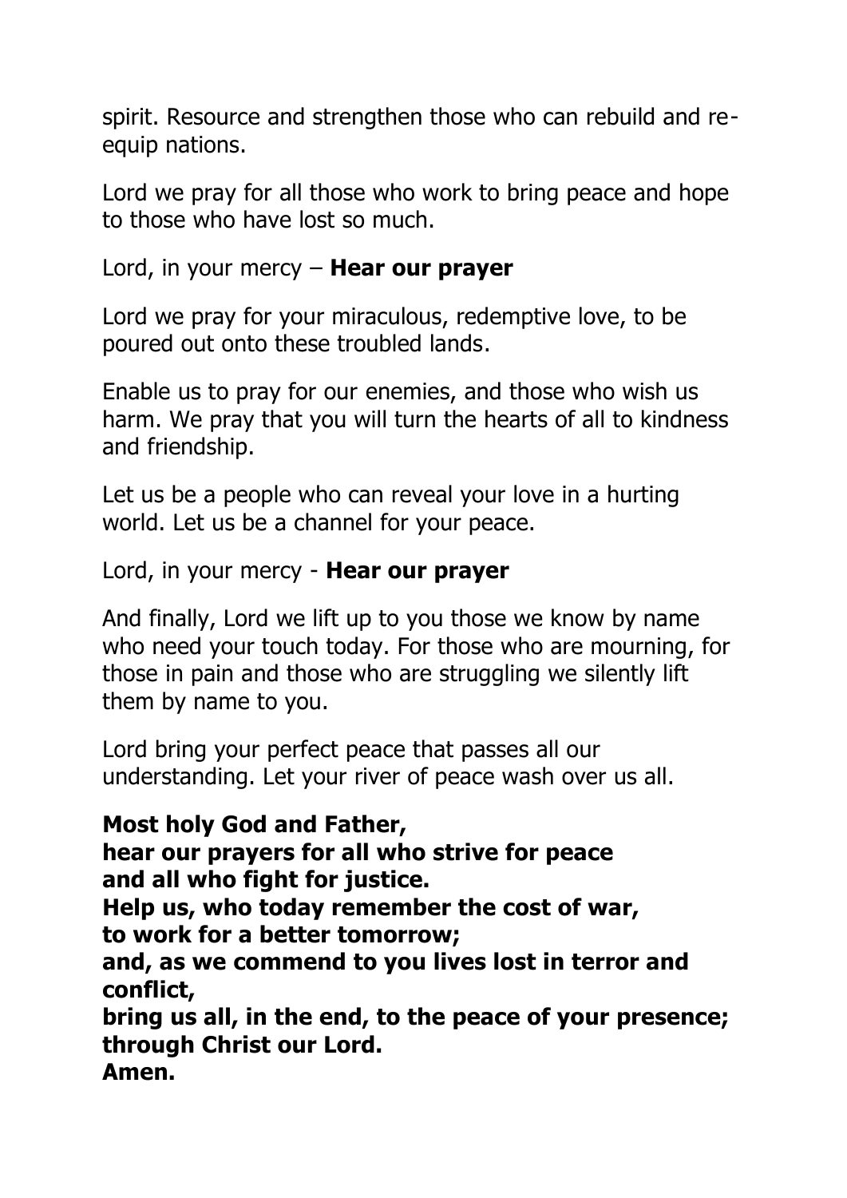spirit. Resource and strengthen those who can rebuild and re-equip nations.

Lord we pray for all those who work to bring peace and hope to those who have lost so much.

Lord, in your mercy – **Hear our prayer**

Lord we pray for your miraculous, redemptive love, to be poured out onto these troubled lands.

Enable us to pray for our enemies, and those who wish us harm. We pray that you will turn the hearts of all to kindness and friendship.

Let us be a people who can reveal your love in a hurting world. Let us be a channel for your peace.

Lord, in your mercy - **Hear our prayer**

And finally, Lord we lift up to you those we know by name who need your touch today. For those who are mourning, for those in pain and those who are struggling we silently lift them by name to you.

Lord bring your perfect peace that passes all our understanding. Let your river of peace wash over us all.

**Most holy God and Father,**
**hear our prayers for all who strive for peace**
**and all who fight for justice.**
**Help us, who today remember the cost of war,**
**to work for a better tomorrow;**
**and, as we commend to you lives lost in terror and conflict,**
**bring us all, in the end, to the peace of your presence;**
**through Christ our Lord.**
**Amen.**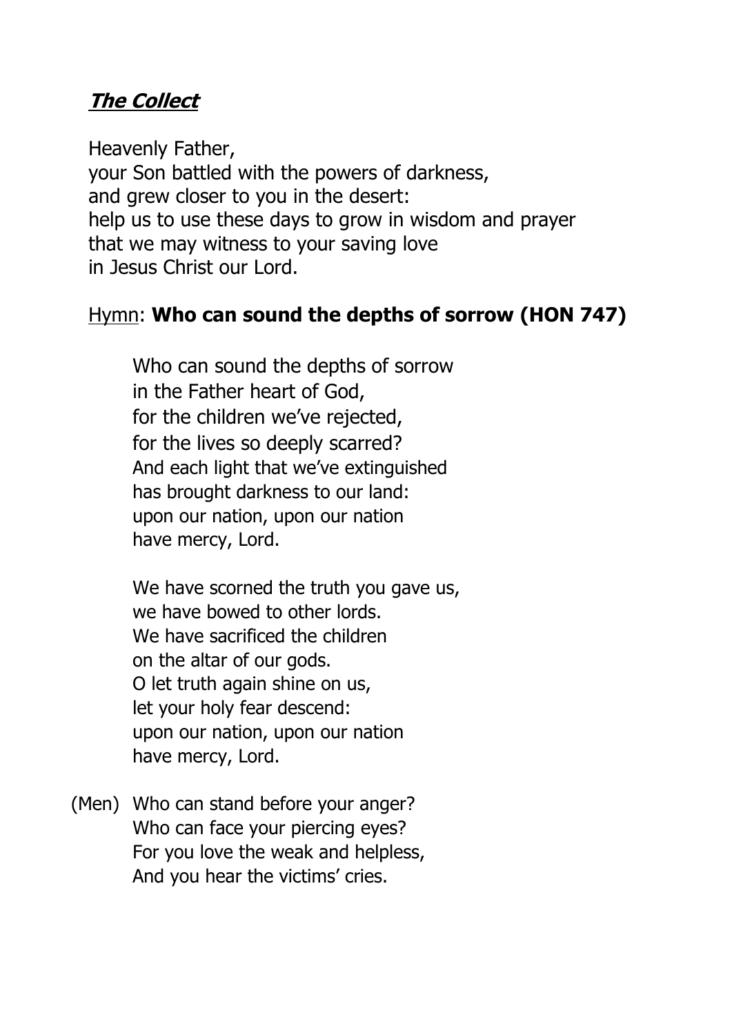## ***The Collect***

Heavenly Father,
your Son battled with the powers of darkness,
and grew closer to you in the desert:
help us to use these days to grow in wisdom and prayer
that we may witness to your saving love
in Jesus Christ our Lord.

<u>Hymn</u>: **Who can sound the depths of sorrow (HON 747)**

Who can sound the depths of sorrow
in the Father heart of God,
for the children we've rejected,
for the lives so deeply scarred?
And each light that we've extinguished
has brought darkness to our land:
upon our nation, upon our nation
have mercy, Lord.

We have scorned the truth you gave us,
we have bowed to other lords.
We have sacrificed the children
on the altar of our gods.
O let truth again shine on us,
let your holy fear descend:
upon our nation, upon our nation
have mercy, Lord.

(Men) Who can stand before your anger?
Who can face your piercing eyes?
For you love the weak and helpless,
And you hear the victims' cries.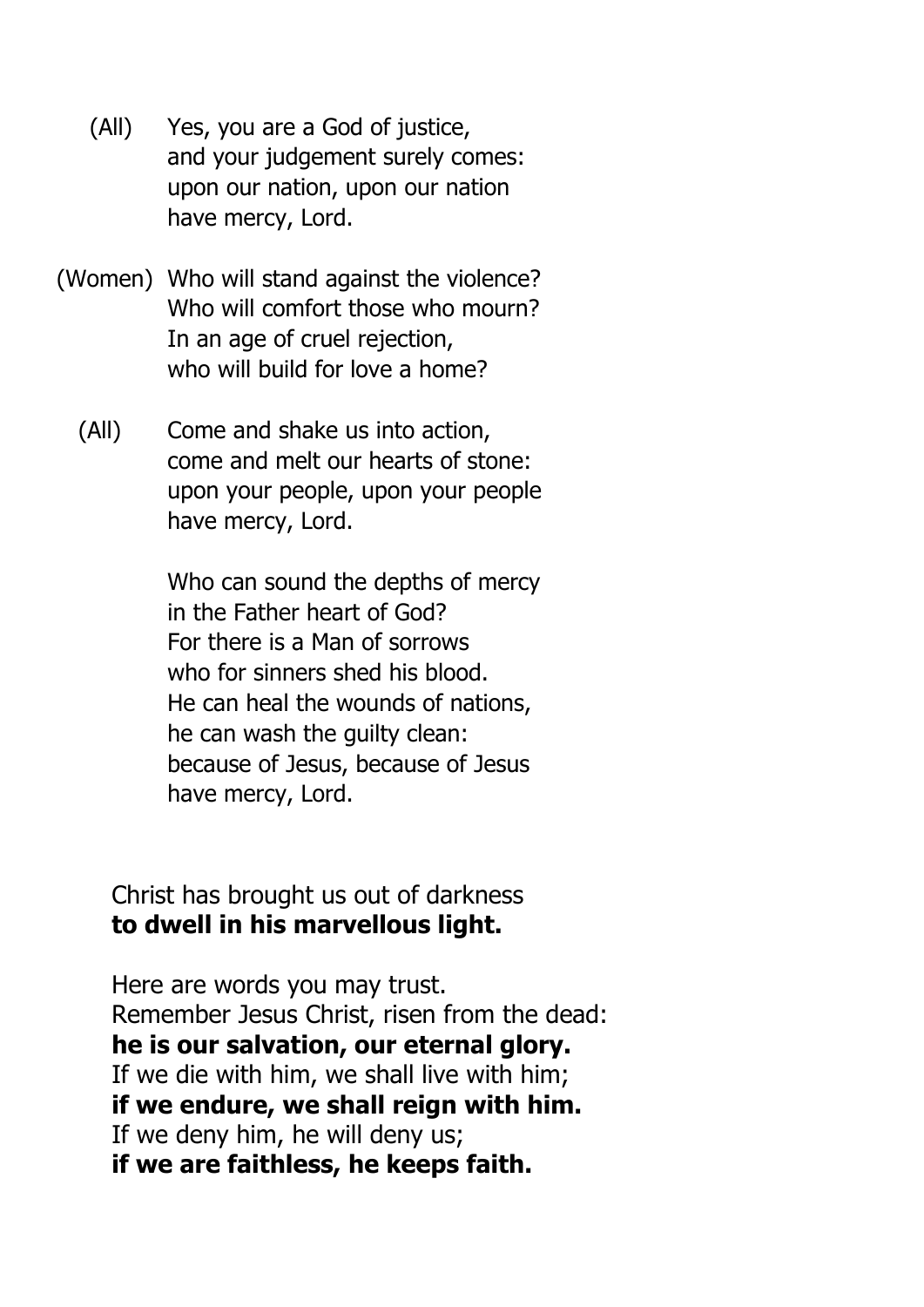(All) Yes, you are a God of justice,
and your judgement surely comes:
upon our nation, upon our nation
have mercy, Lord.

(Women) Who will stand against the violence?
Who will comfort those who mourn?
In an age of cruel rejection,
who will build for love a home?

(All) Come and shake us into action,
come and melt our hearts of stone:
upon your people, upon your people
have mercy, Lord.

Who can sound the depths of mercy
in the Father heart of God?
For there is a Man of sorrows
who for sinners shed his blood.
He can heal the wounds of nations,
he can wash the guilty clean:
because of Jesus, because of Jesus
have mercy, Lord.

Christ has brought us out of darkness
**to dwell in his marvellous light.**

Here are words you may trust.
Remember Jesus Christ, risen from the dead:
**he is our salvation, our eternal glory.**
If we die with him, we shall live with him;
**if we endure, we shall reign with him.**
If we deny him, he will deny us;
**if we are faithless, he keeps faith.**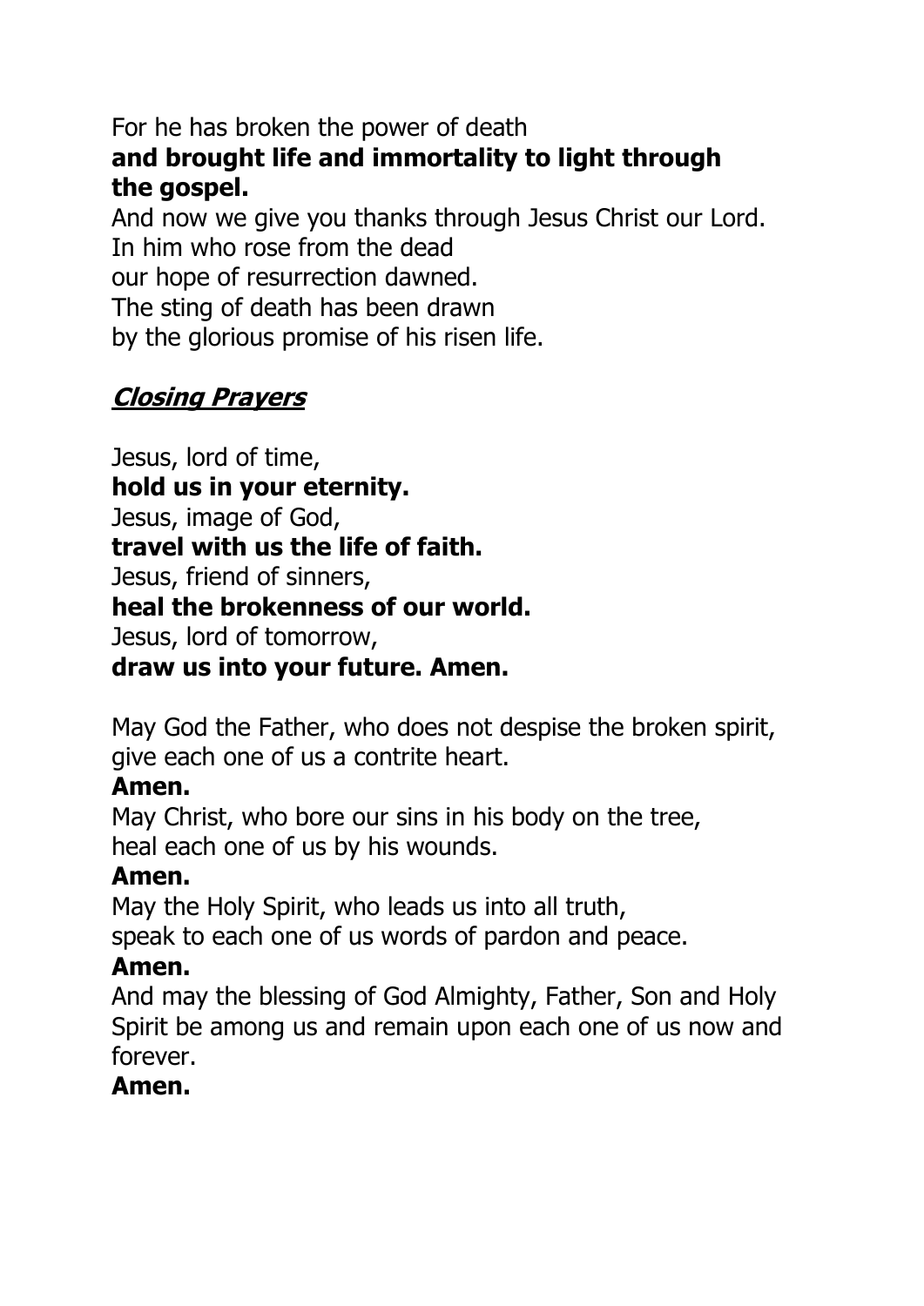For he has broken the power of death
**and brought life and immortality to light through the gospel.**
And now we give you thanks through Jesus Christ our Lord.
In him who rose from the dead
our hope of resurrection dawned.
The sting of death has been drawn
by the glorious promise of his risen life.

## ***Closing Prayers***

Jesus, lord of time,
**hold us in your eternity.**
Jesus, image of God,
**travel with us the life of faith.**
Jesus, friend of sinners,
**heal the brokenness of our world.**
Jesus, lord of tomorrow,
**draw us into your future. Amen.**

May God the Father, who does not despise the broken spirit,
give each one of us a contrite heart.
**Amen.**
May Christ, who bore our sins in his body on the tree,
heal each one of us by his wounds.
**Amen.**
May the Holy Spirit, who leads us into all truth,
speak to each one of us words of pardon and peace.
**Amen.**
And may the blessing of God Almighty, Father, Son and Holy Spirit be among us and remain upon each one of us now and forever.
**Amen.**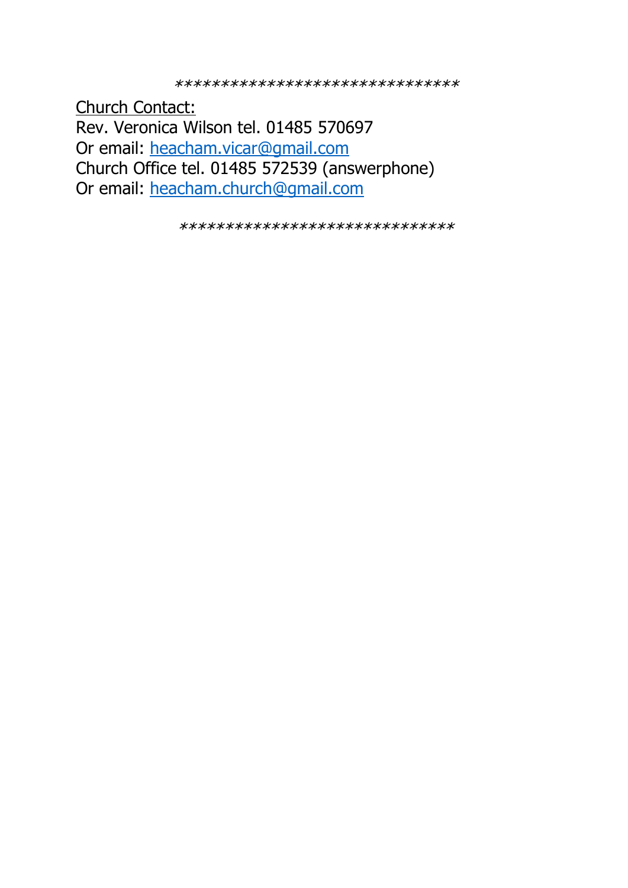*******************************

Church Contact:
Rev. Veronica Wilson tel. 01485 570697
Or email: heacham.vicar@gmail.com
Church Office tel. 01485 572539 (answerphone)
Or email: heacham.church@gmail.com

******************************